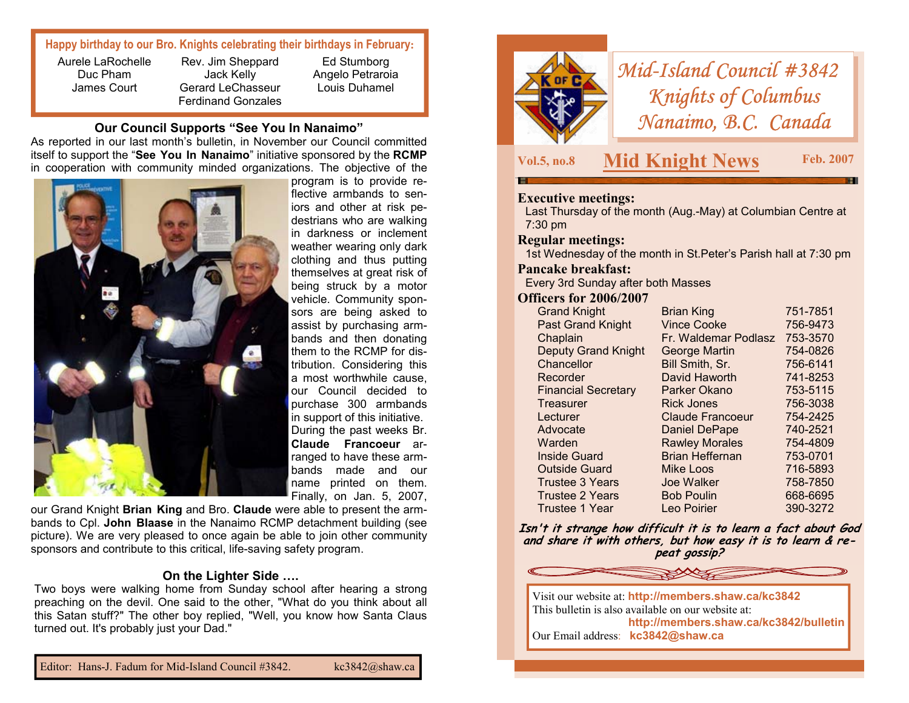**Happy birthday to our Bro. Knights celebrating their birthdays in February:**

| | | |
|---|---|---|
| Aurele LaRochelle | Rev. Jim Sheppard | Ed Stumborg |
| Duc Pham | Jack Kelly | Angelo Petraroia |
| James Court | Gerard LeChasseur | Louis Duhamel |
| | Ferdinand Gonzales | |

### Our Council Supports "See You In Nanaimo"

As reported in our last month's bulletin, in November our Council committed itself to support the "**See You In Nanaimo**" initiative sponsored by the **RCMP** in cooperation with community minded organizations. The objective of the program is to provide reflective armbands to seniors and other at risk pedestrians who are walking in darkness or inclement weather wearing only dark clothing and thus putting themselves at great risk of being struck by a motor vehicle. Community sponsors are being asked to assist by purchasing armbands and then donating them to the RCMP for distribution. Considering this a most worthwhile cause, our Council decided to purchase 300 armbands in support of this initiative. During the past weeks Br. **Claude Francoeur** arranged to have these armbands made and our name printed on them. Finally, on Jan. 5, 2007, our Grand Knight **Brian King** and Bro. **Claude** were able to present the armbands to Cpl. **John Blaase** in the Nanaimo RCMP detachment building (see picture). We are very pleased to once again be able to join other community sponsors and contribute to this critical, life-saving safety program.

### On the Lighter Side ….

Two boys were walking home from Sunday school after hearing a strong preaching on the devil. One said to the other, "What do you think about all this Satan stuff?" The other boy replied, "Well, you know how Santa Claus turned out. It's probably just your Dad."

Editor: Hans-J. Fadum for Mid-Island Council #3842. kc3842@shaw.ca

# *Mid-Island Council #3842*
# *Knights of Columbus*
# *Nanaimo, B.C. Canada*

**Vol.5, no.8** — **Mid Knight News** — **Feb. 2007**

**Executive meetings:**
Last Thursday of the month (Aug.-May) at Columbian Centre at 7:30 pm

**Regular meetings:**
1st Wednesday of the month in St.Peter's Parish hall at 7:30 pm

**Pancake breakfast:**
Every 3rd Sunday after both Masses

**Officers for 2006/2007**

| Office | Name | Phone |
|---|---|---|
| Grand Knight | Brian King | 751-7851 |
| Past Grand Knight | Vince Cooke | 756-9473 |
| Chaplain | Fr. Waldemar Podlasz | 753-3570 |
| Deputy Grand Knight | George Martin | 754-0826 |
| Chancellor | Bill Smith, Sr. | 756-6141 |
| Recorder | David Haworth | 741-8253 |
| Financial Secretary | Parker Okano | 753-5115 |
| Treasurer | Rick Jones | 756-3038 |
| Lecturer | Claude Francoeur | 754-2425 |
| Advocate | Daniel DePape | 740-2521 |
| Warden | Rawley Morales | 754-4809 |
| Inside Guard | Brian Heffernan | 753-0701 |
| Outside Guard | Mike Loos | 716-5893 |
| Trustee 3 Years | Joe Walker | 758-7850 |
| Trustee 2 Years | Bob Poulin | 668-6695 |
| Trustee 1 Year | Leo Poirier | 390-3272 |

***Isn't it strange how difficult it is to learn a fact about God and share it with others, but how easy it is to learn & repeat gossip?***

Visit our website at: **http://members.shaw.ca/kc3842**
This bulletin is also available on our website at:
**http://members.shaw.ca/kc3842/bulletin**
Our Email address: **kc3842@shaw.ca**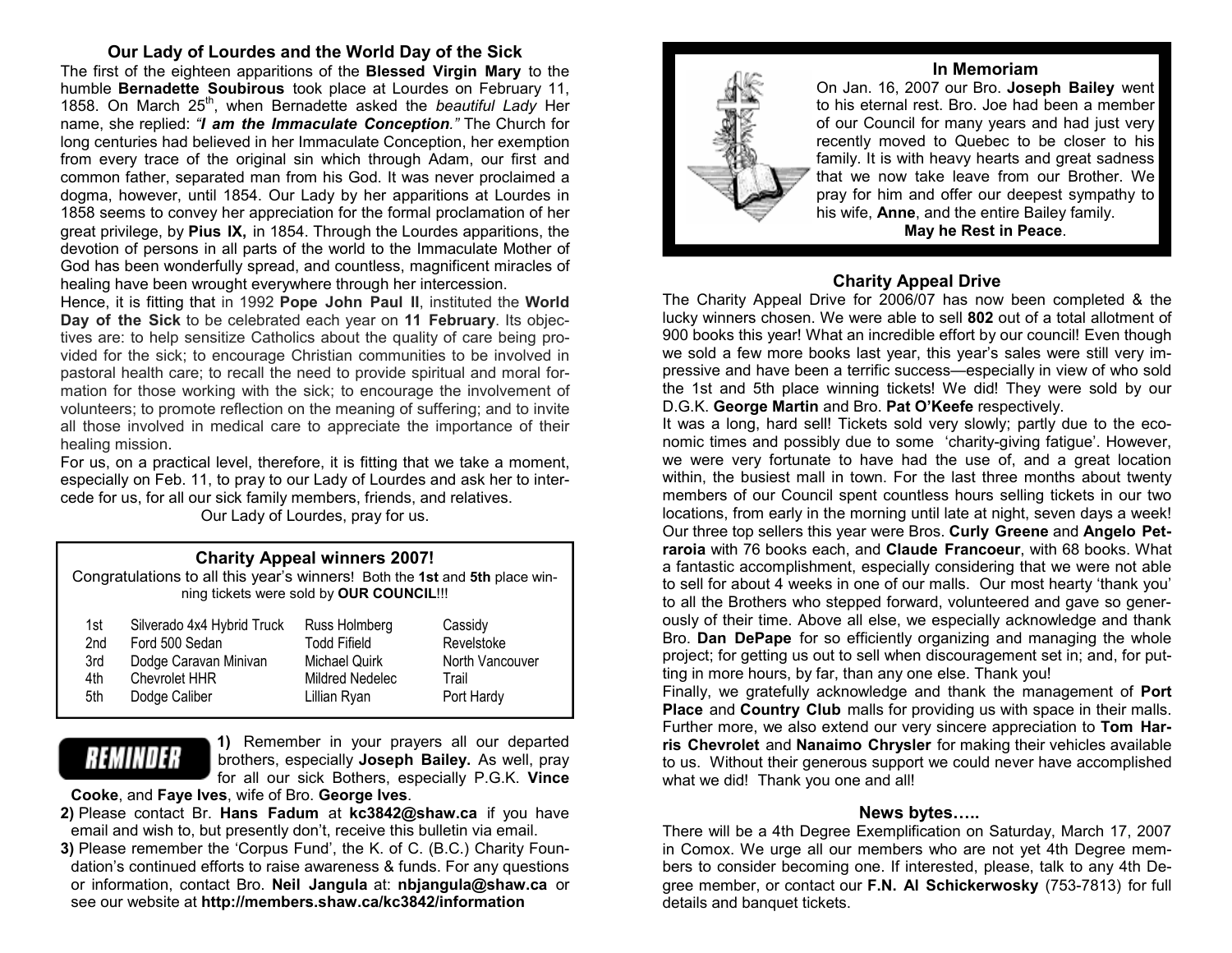## Our Lady of Lourdes and the World Day of the Sick

The first of the eighteen apparitions of the **Blessed Virgin Mary** to the humble **Bernadette Soubirous** took place at Lourdes on February 11, 1858. On March 25th, when Bernadette asked the *beautiful Lady* Her name, she replied: ***"I am the Immaculate Conception."*** The Church for long centuries had believed in her Immaculate Conception, her exemption from every trace of the original sin which through Adam, our first and common father, separated man from his God. It was never proclaimed a dogma, however, until 1854. Our Lady by her apparitions at Lourdes in 1858 seems to convey her appreciation for the formal proclamation of her great privilege, by **Pius IX,** in 1854. Through the Lourdes apparitions, the devotion of persons in all parts of the world to the Immaculate Mother of God has been wonderfully spread, and countless, magnificent miracles of healing have been wrought everywhere through her intercession.

Hence, it is fitting that in 1992 **Pope John Paul II**, instituted the **World Day of the Sick** to be celebrated each year on **11 February**. Its objectives are: to help sensitize Catholics about the quality of care being provided for the sick; to encourage Christian communities to be involved in pastoral health care; to recall the need to provide spiritual and moral formation for those working with the sick; to encourage the involvement of volunteers; to promote reflection on the meaning of suffering; and to invite all those involved in medical care to appreciate the importance of their healing mission.

For us, on a practical level, therefore, it is fitting that we take a moment, especially on Feb. 11, to pray to our Lady of Lourdes and ask her to intercede for us, for all our sick family members, friends, and relatives.

Our Lady of Lourdes, pray for us.

## Charity Appeal winners 2007!

Congratulations to all this year's winners! Both the **1st** and **5th** place winning tickets were sold by **OUR COUNCIL**!!!

| | | | |
|---|---|---|---|
| 1st | Silverado 4x4 Hybrid Truck | Russ Holmberg | Cassidy |
| 2nd | Ford 500 Sedan | Todd Fifield | Revelstoke |
| 3rd | Dodge Caravan Minivan | Michael Quirk | North Vancouver |
| 4th | Chevrolet HHR | Mildred Nedelec | Trail |
| 5th | Dodge Caliber | Lillian Ryan | Port Hardy |

**REMINDER**

**1)** Remember in your prayers all our departed brothers, especially **Joseph Bailey.** As well, pray for all our sick Bothers, especially P.G.K. **Vince Cooke**, and **Faye Ives**, wife of Bro. **George Ives**.

**2)** Please contact Br. **Hans Fadum** at **kc3842@shaw.ca** if you have email and wish to, but presently don't, receive this bulletin via email.

**3)** Please remember the 'Corpus Fund', the K. of C. (B.C.) Charity Foundation's continued efforts to raise awareness & funds. For any questions or information, contact Bro. **Neil Jangula** at: **nbjangula@shaw.ca** or see our website at **http://members.shaw.ca/kc3842/information**

## In Memoriam

On Jan. 16, 2007 our Bro. **Joseph Bailey** went to his eternal rest. Bro. Joe had been a member of our Council for many years and had just very recently moved to Quebec to be closer to his family. It is with heavy hearts and great sadness that we now take leave from our Brother. We pray for him and offer our deepest sympathy to his wife, **Anne**, and the entire Bailey family.

**May he Rest in Peace**.

## Charity Appeal Drive

The Charity Appeal Drive for 2006/07 has now been completed & the lucky winners chosen. We were able to sell **802** out of a total allotment of 900 books this year! What an incredible effort by our council! Even though we sold a few more books last year, this year's sales were still very impressive and have been a terrific success—especially in view of who sold the 1st and 5th place winning tickets! We did! They were sold by our D.G.K. **George Martin** and Bro. **Pat O'Keefe** respectively.

It was a long, hard sell! Tickets sold very slowly; partly due to the economic times and possibly due to some 'charity-giving fatigue'. However, we were very fortunate to have had the use of, and a great location within, the busiest mall in town. For the last three months about twenty members of our Council spent countless hours selling tickets in our two locations, from early in the morning until late at night, seven days a week! Our three top sellers this year were Bros. **Curly Greene** and **Angelo Petraroia** with 76 books each, and **Claude Francoeur**, with 68 books. What a fantastic accomplishment, especially considering that we were not able to sell for about 4 weeks in one of our malls. Our most hearty 'thank you' to all the Brothers who stepped forward, volunteered and gave so generously of their time. Above all else, we especially acknowledge and thank Bro. **Dan DePape** for so efficiently organizing and managing the whole project; for getting us out to sell when discouragement set in; and, for putting in more hours, by far, than any one else. Thank you!

Finally, we gratefully acknowledge and thank the management of **Port Place** and **Country Club** malls for providing us with space in their malls. Further more, we also extend our very sincere appreciation to **Tom Harris Chevrolet** and **Nanaimo Chrysler** for making their vehicles available to us. Without their generous support we could never have accomplished what we did! Thank you one and all!

## News bytes…..

There will be a 4th Degree Exemplification on Saturday, March 17, 2007 in Comox. We urge all our members who are not yet 4th Degree members to consider becoming one. If interested, please, talk to any 4th Degree member, or contact our **F.N. Al Schickerwosky** (753-7813) for full details and banquet tickets.